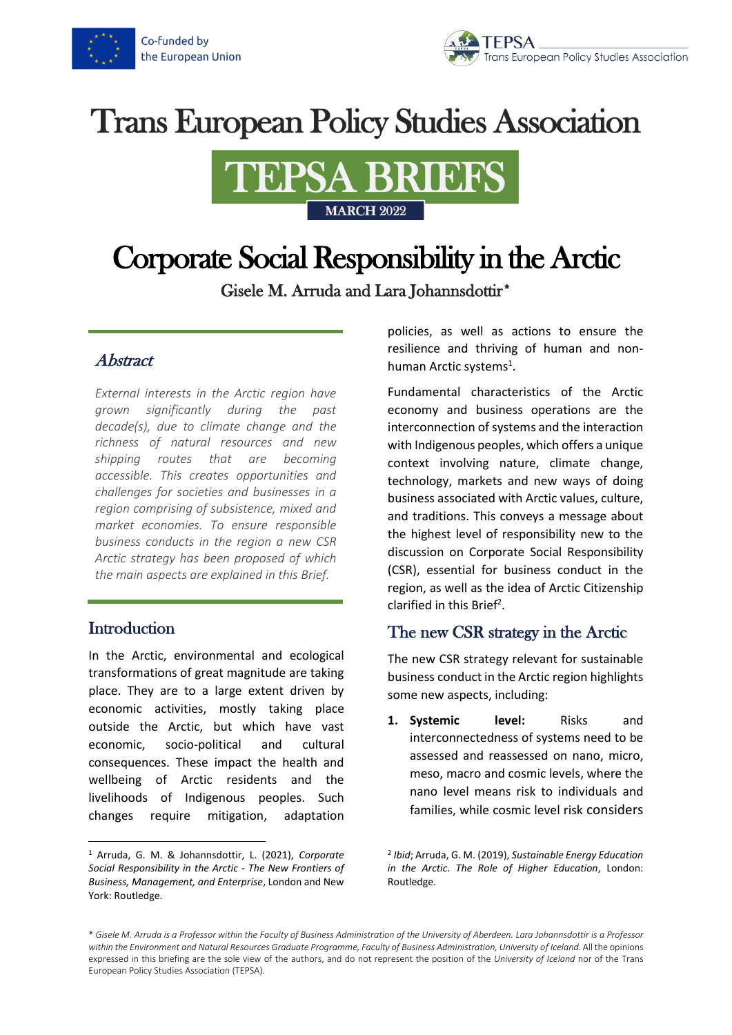Co-funded by the European Union

TEPSA Trans European Policy Studies Association

# Trans European Policy Studies Association

# TEPSA BRIEFS

**MARCH 2022**

# Corporate Social Responsibility in the Arctic

Gisele M. Arruda and Lara Johannsdottir*

## *Abstract*

*External interests in the Arctic region have grown significantly during the past decade(s), due to climate change and the richness of natural resources and new shipping routes that are becoming accessible. This creates opportunities and challenges for societies and businesses in a region comprising of subsistence, mixed and market economies. To ensure responsible business conducts in the region a new CSR Arctic strategy has been proposed of which the main aspects are explained in this Brief.*

## Introduction

In the Arctic, environmental and ecological transformations of great magnitude are taking place. They are to a large extent driven by economic activities, mostly taking place outside the Arctic, but which have vast economic, socio-political and cultural consequences. These impact the health and wellbeing of Arctic residents and the livelihoods of Indigenous peoples. Such changes require mitigation, adaptation policies, as well as actions to ensure the resilience and thriving of human and non-human Arctic systems[1].

Fundamental characteristics of the Arctic economy and business operations are the interconnection of systems and the interaction with Indigenous peoples, which offers a unique context involving nature, climate change, technology, markets and new ways of doing business associated with Arctic values, culture, and traditions. This conveys a message about the highest level of responsibility new to the discussion on Corporate Social Responsibility (CSR), essential for business conduct in the region, as well as the idea of Arctic Citizenship clarified in this Brief[2].

## The new CSR strategy in the Arctic

The new CSR strategy relevant for sustainable business conduct in the Arctic region highlights some new aspects, including:

1. **Systemic level:** Risks and interconnectedness of systems need to be assessed and reassessed on nano, micro, meso, macro and cosmic levels, where the nano level means risk to individuals and families, while cosmic level risk considers

---

[1] Arruda, G. M. & Johannsdottir, L. (2021), *Corporate Social Responsibility in the Arctic - The New Frontiers of Business, Management, and Enterprise*, London and New York: Routledge.

[2] *Ibid*; Arruda, G. M. (2019), *Sustainable Energy Education in the Arctic. The Role of Higher Education*, London: Routledge.

\* *Gisele M. Arruda is a Professor within the Faculty of Business Administration of the University of Aberdeen. Lara Johannsdottir is a Professor within the Environment and Natural Resources Graduate Programme, Faculty of Business Administration, University of Iceland.* All the opinions expressed in this briefing are the sole view of the authors, and do not represent the position of the *University of Iceland* nor of the Trans European Policy Studies Association (TEPSA).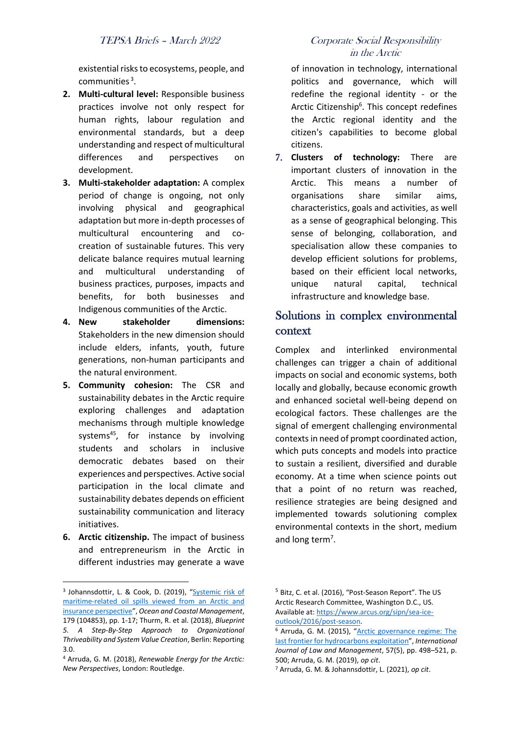existential risks to ecosystems, people, and communities[3].

2. **Multi-cultural level:** Responsible business practices involve not only respect for human rights, labour regulation and environmental standards, but a deep understanding and respect of multicultural differences and perspectives on development.
3. **Multi-stakeholder adaptation:** A complex period of change is ongoing, not only involving physical and geographical adaptation but more in-depth processes of multicultural encountering and co-creation of sustainable futures. This very delicate balance requires mutual learning and multicultural understanding of business practices, purposes, impacts and benefits, for both businesses and Indigenous communities of the Arctic.
4. **New stakeholder dimensions:** Stakeholders in the new dimension should include elders, infants, youth, future generations, non-human participants and the natural environment.
5. **Community cohesion:** The CSR and sustainability debates in the Arctic require exploring challenges and adaptation mechanisms through multiple knowledge systems[4][5], for instance by involving students and scholars in inclusive democratic debates based on their experiences and perspectives. Active social participation in the local climate and sustainability debates depends on efficient sustainability communication and literacy initiatives.
6. **Arctic citizenship.** The impact of business and entrepreneurism in the Arctic in different industries may generate a wave of innovation in technology, international politics and governance, which will redefine the regional identity - or the Arctic Citizenship[6]. This concept redefines the Arctic regional identity and the citizen's capabilities to become global citizens.
7. **Clusters of technology:** There are important clusters of innovation in the Arctic. This means a number of organisations share similar aims, characteristics, goals and activities, as well as a sense of geographical belonging. This sense of belonging, collaboration, and specialisation allow these companies to develop efficient solutions for problems, based on their efficient local networks, unique natural capital, technical infrastructure and knowledge base.

## Solutions in complex environmental context

Complex and interlinked environmental challenges can trigger a chain of additional impacts on social and economic systems, both locally and globally, because economic growth and enhanced societal well-being depend on ecological factors. These challenges are the signal of emergent challenging environmental contexts in need of prompt coordinated action, which puts concepts and models into practice to sustain a resilient, diversified and durable economy. At a time when science points out that a point of no return was reached, resilience strategies are being designed and implemented towards solutioning complex environmental contexts in the short, medium and long term[7].

---

[3] Johannsdottir, L. & Cook, D. (2019), "Systemic risk of maritime-related oil spills viewed from an Arctic and insurance perspective", *Ocean and Coastal Management*, 179 (104853), pp. 1-17; Thurm, R. et al. (2018), *Blueprint 5. A Step-By-Step Approach to Organizational Thriveability and System Value Creation*, Berlin: Reporting 3.0.

[4] Arruda, G. M. (2018), *Renewable Energy for the Arctic: New Perspectives*, London: Routledge.

[5] Bitz, C. et al. (2016), "Post-Season Report". The US Arctic Research Committee, Washington D.C., US. Available at: https://www.arcus.org/sipn/sea-ice-outlook/2016/post-season.

[6] Arruda, G. M. (2015), "Arctic governance regime: The last frontier for hydrocarbons exploitation", *International Journal of Law and Management*, 57(5), pp. 498–521, p. 500; Arruda, G. M. (2019), *op cit*.

[7] Arruda, G. M. & Johannsdottir, L. (2021), *op cit*.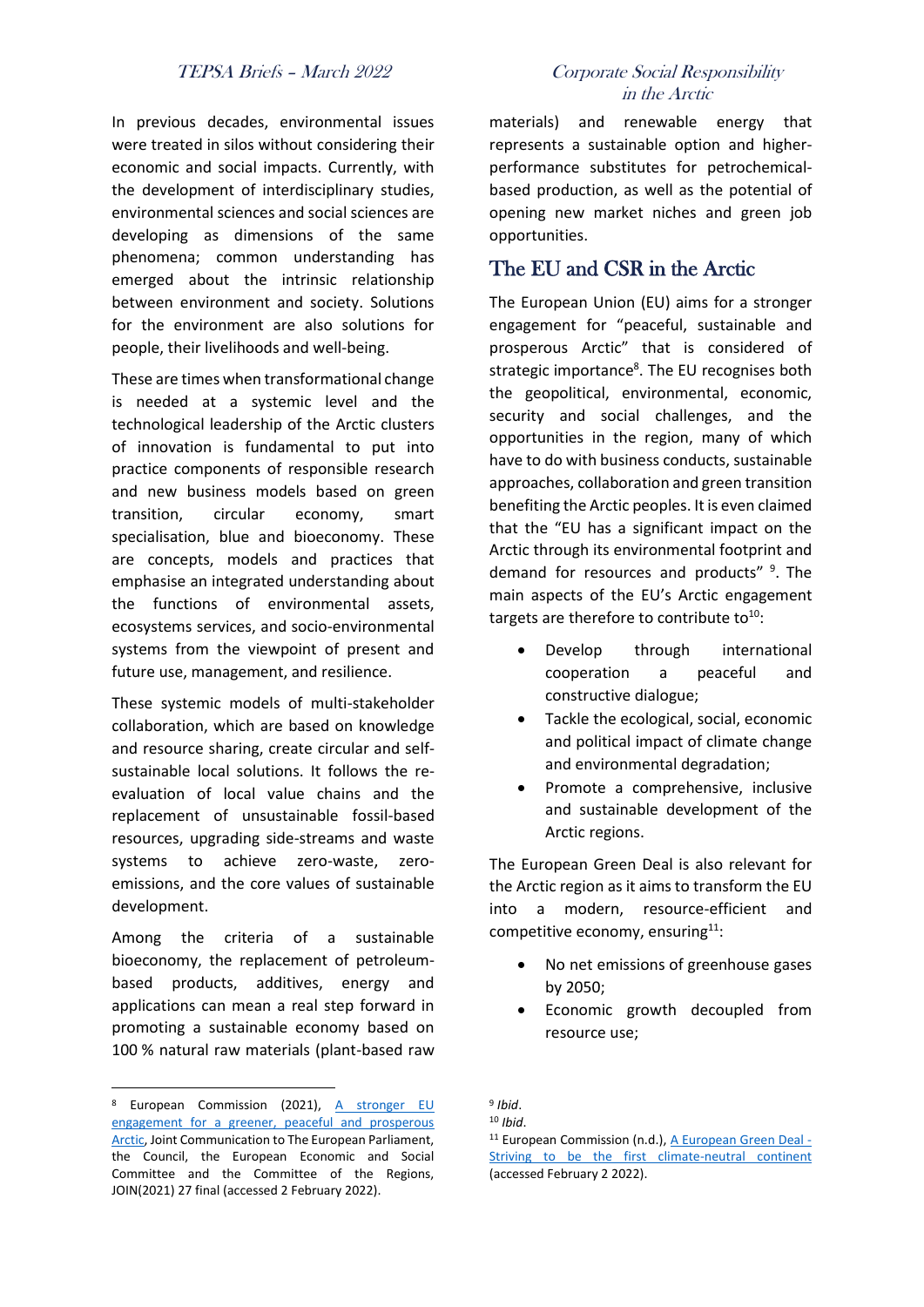In previous decades, environmental issues were treated in silos without considering their economic and social impacts. Currently, with the development of interdisciplinary studies, environmental sciences and social sciences are developing as dimensions of the same phenomena; common understanding has emerged about the intrinsic relationship between environment and society. Solutions for the environment are also solutions for people, their livelihoods and well-being.

These are times when transformational change is needed at a systemic level and the technological leadership of the Arctic clusters of innovation is fundamental to put into practice components of responsible research and new business models based on green transition, circular economy, smart specialisation, blue and bioeconomy. These are concepts, models and practices that emphasise an integrated understanding about the functions of environmental assets, ecosystems services, and socio-environmental systems from the viewpoint of present and future use, management, and resilience.

These systemic models of multi-stakeholder collaboration, which are based on knowledge and resource sharing, create circular and self-sustainable local solutions. It follows the re-evaluation of local value chains and the replacement of unsustainable fossil-based resources, upgrading side-streams and waste systems to achieve zero-waste, zero-emissions, and the core values of sustainable development.

Among the criteria of a sustainable bioeconomy, the replacement of petroleum-based products, additives, energy and applications can mean a real step forward in promoting a sustainable economy based on 100 % natural raw materials (plant-based raw materials) and renewable energy that represents a sustainable option and higher-performance substitutes for petrochemical-based production, as well as the potential of opening new market niches and green job opportunities.

## The EU and CSR in the Arctic

The European Union (EU) aims for a stronger engagement for "peaceful, sustainable and prosperous Arctic" that is considered of strategic importance[8]. The EU recognises both the geopolitical, environmental, economic, security and social challenges, and the opportunities in the region, many of which have to do with business conducts, sustainable approaches, collaboration and green transition benefiting the Arctic peoples. It is even claimed that the "EU has a significant impact on the Arctic through its environmental footprint and demand for resources and products" [9]. The main aspects of the EU's Arctic engagement targets are therefore to contribute to[10]:

- Develop through international cooperation a peaceful and constructive dialogue;
- Tackle the ecological, social, economic and political impact of climate change and environmental degradation;
- Promote a comprehensive, inclusive and sustainable development of the Arctic regions.

The European Green Deal is also relevant for the Arctic region as it aims to transform the EU into a modern, resource-efficient and competitive economy, ensuring[11]:

- No net emissions of greenhouse gases by 2050;
- Economic growth decoupled from resource use;

---

[8] European Commission (2021), A stronger EU engagement for a greener, peaceful and prosperous Arctic, Joint Communication to The European Parliament, the Council, the European Economic and Social Committee and the Committee of the Regions, JOIN(2021) 27 final (accessed 2 February 2022).

[9] *Ibid*.

[10] *Ibid*.

[11] European Commission (n.d.), A European Green Deal - Striving to be the first climate-neutral continent (accessed February 2 2022).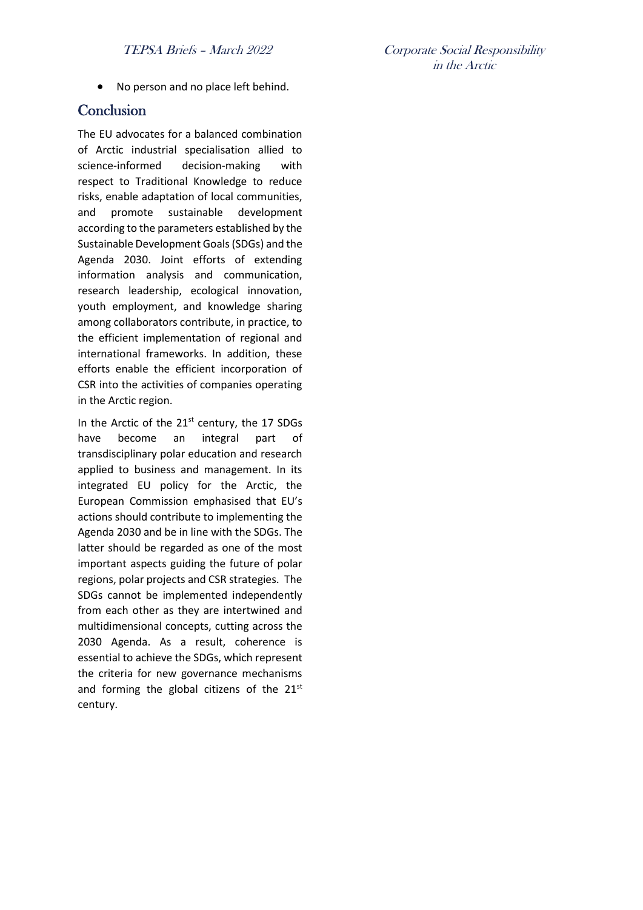- No person and no place left behind.

## Conclusion

The EU advocates for a balanced combination of Arctic industrial specialisation allied to science-informed decision-making with respect to Traditional Knowledge to reduce risks, enable adaptation of local communities, and promote sustainable development according to the parameters established by the Sustainable Development Goals (SDGs) and the Agenda 2030. Joint efforts of extending information analysis and communication, research leadership, ecological innovation, youth employment, and knowledge sharing among collaborators contribute, in practice, to the efficient implementation of regional and international frameworks. In addition, these efforts enable the efficient incorporation of CSR into the activities of companies operating in the Arctic region.

In the Arctic of the 21st century, the 17 SDGs have become an integral part of transdisciplinary polar education and research applied to business and management. In its integrated EU policy for the Arctic, the European Commission emphasised that EU's actions should contribute to implementing the Agenda 2030 and be in line with the SDGs. The latter should be regarded as one of the most important aspects guiding the future of polar regions, polar projects and CSR strategies. The SDGs cannot be implemented independently from each other as they are intertwined and multidimensional concepts, cutting across the 2030 Agenda. As a result, coherence is essential to achieve the SDGs, which represent the criteria for new governance mechanisms and forming the global citizens of the 21st century.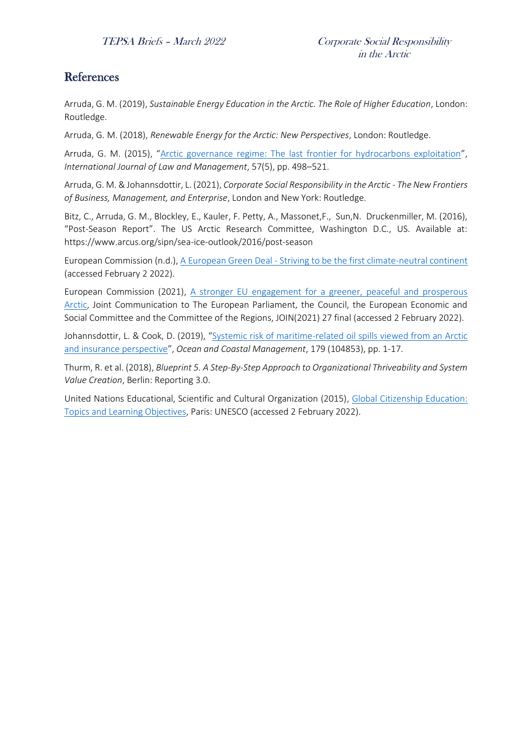## References

Arruda, G. M. (2019), *Sustainable Energy Education in the Arctic. The Role of Higher Education*, London: Routledge.

Arruda, G. M. (2018), *Renewable Energy for the Arctic: New Perspectives*, London: Routledge.

Arruda, G. M. (2015), "Arctic governance regime: The last frontier for hydrocarbons exploitation", *International Journal of Law and Management*, 57(5), pp. 498–521.

Arruda, G. M. & Johannsdottir, L. (2021), *Corporate Social Responsibility in the Arctic - The New Frontiers of Business, Management, and Enterprise*, London and New York: Routledge.

Bitz, C., Arruda, G. M., Blockley, E., Kauler, F. Petty, A., Massonet,F., Sun,N. Druckenmiller, M. (2016), "Post-Season Report". The US Arctic Research Committee, Washington D.C., US. Available at: https://www.arcus.org/sipn/sea-ice-outlook/2016/post-season

European Commission (n.d.), A European Green Deal - Striving to be the first climate-neutral continent (accessed February 2 2022).

European Commission (2021), A stronger EU engagement for a greener, peaceful and prosperous Arctic, Joint Communication to The European Parliament, the Council, the European Economic and Social Committee and the Committee of the Regions, JOIN(2021) 27 final (accessed 2 February 2022).

Johannsdottir, L. & Cook, D. (2019), "Systemic risk of maritime-related oil spills viewed from an Arctic and insurance perspective", *Ocean and Coastal Management*, 179 (104853), pp. 1-17.

Thurm, R. et al. (2018), *Blueprint 5. A Step-By-Step Approach to Organizational Thriveability and System Value Creation*, Berlin: Reporting 3.0.

United Nations Educational, Scientific and Cultural Organization (2015), Global Citizenship Education: Topics and Learning Objectives, Paris: UNESCO (accessed 2 February 2022).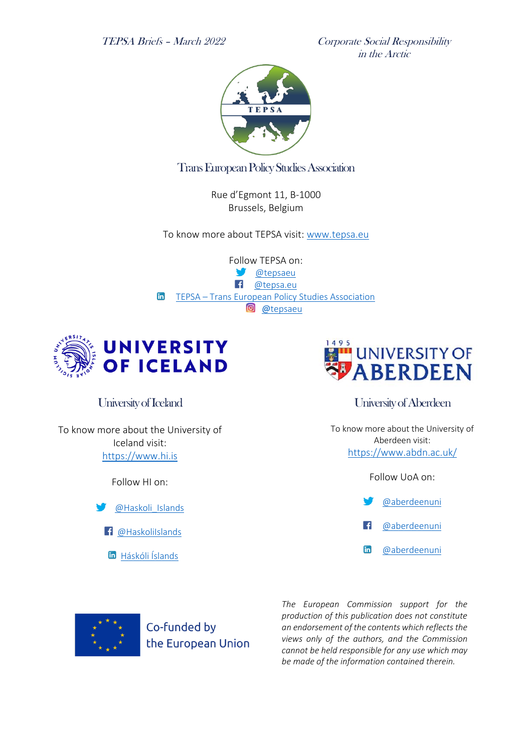Trans European Policy Studies Association

Rue d'Egmont 11, B-1000
Brussels, Belgium

To know more about TEPSA visit: www.tepsa.eu

Follow TEPSA on:
@tepsaeu
@tepsa.eu
TEPSA – Trans European Policy Studies Association
@tepsaeu

UNIVERSITY OF ICELAND

University of Iceland

To know more about the University of Iceland visit:
https://www.hi.is

Follow HI on:

@Haskoli_Islands

@HaskoliIslands

Háskóli Íslands

1495 UNIVERSITY OF ABERDEEN

University of Aberdeen

To know more about the University of Aberdeen visit:
https://www.abdn.ac.uk/

Follow UoA on:

@aberdeenuni

@aberdeenuni

@aberdeenuni

Co-funded by the European Union

*The European Commission support for the production of this publication does not constitute an endorsement of the contents which reflects the views only of the authors, and the Commission cannot be held responsible for any use which may be made of the information contained therein.*